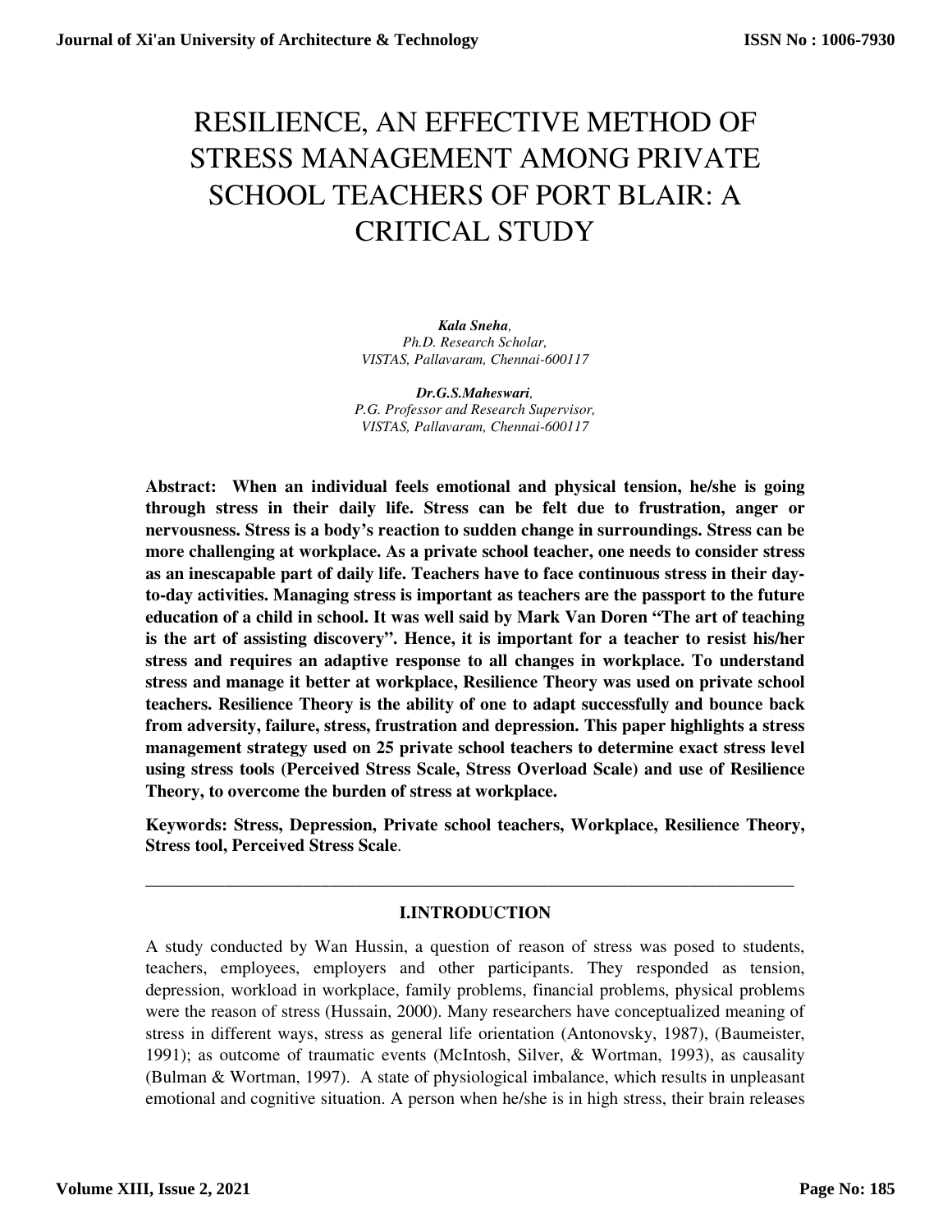# RESILIENCE, AN EFFECTIVE METHOD OF STRESS MANAGEMENT AMONG PRIVATE SCHOOL TEACHERS OF PORT BLAIR: A CRITICAL STUDY

***Kala Sneha***,
*Ph.D. Research Scholar,*
*VISTAS, Pallavaram, Chennai-600117*

***Dr.G.S.Maheswari***,
*P.G. Professor and Research Supervisor,*
*VISTAS, Pallavaram, Chennai-600117*

**Abstract: When an individual feels emotional and physical tension, he/she is going through stress in their daily life. Stress can be felt due to frustration, anger or nervousness. Stress is a body's reaction to sudden change in surroundings. Stress can be more challenging at workplace. As a private school teacher, one needs to consider stress as an inescapable part of daily life. Teachers have to face continuous stress in their day-to-day activities. Managing stress is important as teachers are the passport to the future education of a child in school. It was well said by Mark Van Doren "The art of teaching is the art of assisting discovery". Hence, it is important for a teacher to resist his/her stress and requires an adaptive response to all changes in workplace. To understand stress and manage it better at workplace, Resilience Theory was used on private school teachers. Resilience Theory is the ability of one to adapt successfully and bounce back from adversity, failure, stress, frustration and depression. This paper highlights a stress management strategy used on 25 private school teachers to determine exact stress level using stress tools (Perceived Stress Scale, Stress Overload Scale) and use of Resilience Theory, to overcome the burden of stress at workplace.**

**Keywords: Stress, Depression, Private school teachers, Workplace, Resilience Theory, Stress tool, Perceived Stress Scale**.

---

## I.INTRODUCTION

A study conducted by Wan Hussin, a question of reason of stress was posed to students, teachers, employees, employers and other participants. They responded as tension, depression, workload in workplace, family problems, financial problems, physical problems were the reason of stress (Hussain, 2000). Many researchers have conceptualized meaning of stress in different ways, stress as general life orientation (Antonovsky, 1987), (Baumeister, 1991); as outcome of traumatic events (McIntosh, Silver, & Wortman, 1993), as causality (Bulman & Wortman, 1997). A state of physiological imbalance, which results in unpleasant emotional and cognitive situation. A person when he/she is in high stress, their brain releases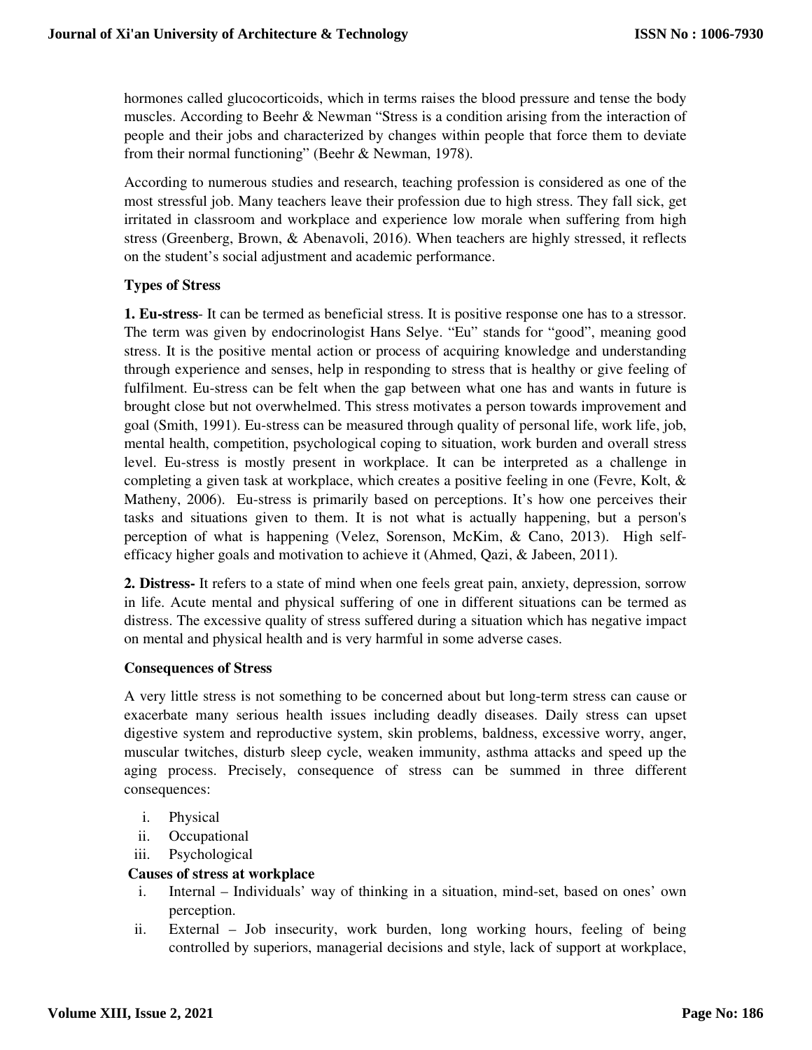hormones called glucocorticoids, which in terms raises the blood pressure and tense the body muscles. According to Beehr & Newman "Stress is a condition arising from the interaction of people and their jobs and characterized by changes within people that force them to deviate from their normal functioning" (Beehr & Newman, 1978).

According to numerous studies and research, teaching profession is considered as one of the most stressful job. Many teachers leave their profession due to high stress. They fall sick, get irritated in classroom and workplace and experience low morale when suffering from high stress (Greenberg, Brown, & Abenavoli, 2016). When teachers are highly stressed, it reflects on the student's social adjustment and academic performance.

**Types of Stress**

**1. Eu-stress**- It can be termed as beneficial stress. It is positive response one has to a stressor. The term was given by endocrinologist Hans Selye. "Eu" stands for "good", meaning good stress. It is the positive mental action or process of acquiring knowledge and understanding through experience and senses, help in responding to stress that is healthy or give feeling of fulfilment. Eu-stress can be felt when the gap between what one has and wants in future is brought close but not overwhelmed. This stress motivates a person towards improvement and goal (Smith, 1991). Eu-stress can be measured through quality of personal life, work life, job, mental health, competition, psychological coping to situation, work burden and overall stress level. Eu-stress is mostly present in workplace. It can be interpreted as a challenge in completing a given task at workplace, which creates a positive feeling in one (Fevre, Kolt, & Matheny, 2006). Eu-stress is primarily based on perceptions. It's how one perceives their tasks and situations given to them. It is not what is actually happening, but a person's perception of what is happening (Velez, Sorenson, McKim, & Cano, 2013). High self-efficacy higher goals and motivation to achieve it (Ahmed, Qazi, & Jabeen, 2011).

**2. Distress-** It refers to a state of mind when one feels great pain, anxiety, depression, sorrow in life. Acute mental and physical suffering of one in different situations can be termed as distress. The excessive quality of stress suffered during a situation which has negative impact on mental and physical health and is very harmful in some adverse cases.

**Consequences of Stress**

A very little stress is not something to be concerned about but long-term stress can cause or exacerbate many serious health issues including deadly diseases. Daily stress can upset digestive system and reproductive system, skin problems, baldness, excessive worry, anger, muscular twitches, disturb sleep cycle, weaken immunity, asthma attacks and speed up the aging process. Precisely, consequence of stress can be summed in three different consequences:

i. Physical
ii. Occupational
iii. Psychological

**Causes of stress at workplace**

i. Internal – Individuals' way of thinking in a situation, mind-set, based on ones' own perception.
ii. External – Job insecurity, work burden, long working hours, feeling of being controlled by superiors, managerial decisions and style, lack of support at workplace,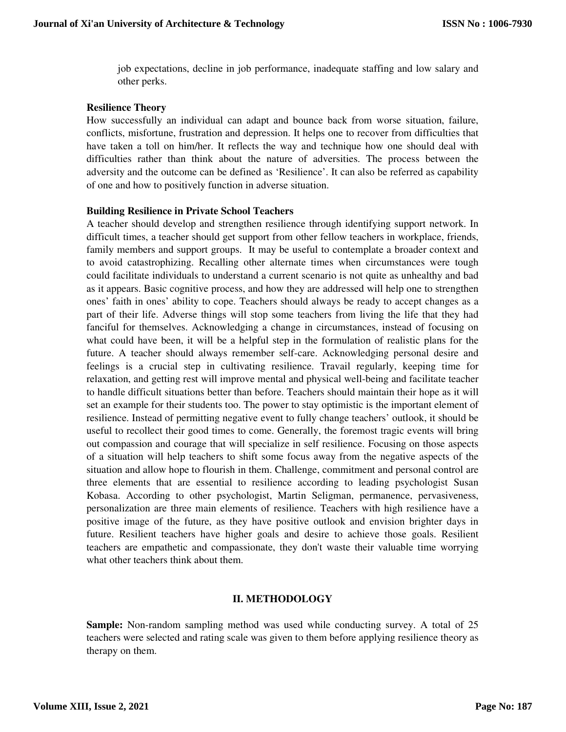job expectations, decline in job performance, inadequate staffing and low salary and other perks.

**Resilience Theory**

How successfully an individual can adapt and bounce back from worse situation, failure, conflicts, misfortune, frustration and depression. It helps one to recover from difficulties that have taken a toll on him/her. It reflects the way and technique how one should deal with difficulties rather than think about the nature of adversities. The process between the adversity and the outcome can be defined as 'Resilience'. It can also be referred as capability of one and how to positively function in adverse situation.

**Building Resilience in Private School Teachers**

A teacher should develop and strengthen resilience through identifying support network. In difficult times, a teacher should get support from other fellow teachers in workplace, friends, family members and support groups. It may be useful to contemplate a broader context and to avoid catastrophizing. Recalling other alternate times when circumstances were tough could facilitate individuals to understand a current scenario is not quite as unhealthy and bad as it appears. Basic cognitive process, and how they are addressed will help one to strengthen ones' faith in ones' ability to cope. Teachers should always be ready to accept changes as a part of their life. Adverse things will stop some teachers from living the life that they had fanciful for themselves. Acknowledging a change in circumstances, instead of focusing on what could have been, it will be a helpful step in the formulation of realistic plans for the future. A teacher should always remember self-care. Acknowledging personal desire and feelings is a crucial step in cultivating resilience. Travail regularly, keeping time for relaxation, and getting rest will improve mental and physical well-being and facilitate teacher to handle difficult situations better than before. Teachers should maintain their hope as it will set an example for their students too. The power to stay optimistic is the important element of resilience. Instead of permitting negative event to fully change teachers' outlook, it should be useful to recollect their good times to come. Generally, the foremost tragic events will bring out compassion and courage that will specialize in self resilience. Focusing on those aspects of a situation will help teachers to shift some focus away from the negative aspects of the situation and allow hope to flourish in them. Challenge, commitment and personal control are three elements that are essential to resilience according to leading psychologist Susan Kobasa. According to other psychologist, Martin Seligman, permanence, pervasiveness, personalization are three main elements of resilience. Teachers with high resilience have a positive image of the future, as they have positive outlook and envision brighter days in future. Resilient teachers have higher goals and desire to achieve those goals. Resilient teachers are empathetic and compassionate, they don't waste their valuable time worrying what other teachers think about them.

## II. METHODOLOGY

**Sample:** Non-random sampling method was used while conducting survey. A total of 25 teachers were selected and rating scale was given to them before applying resilience theory as therapy on them.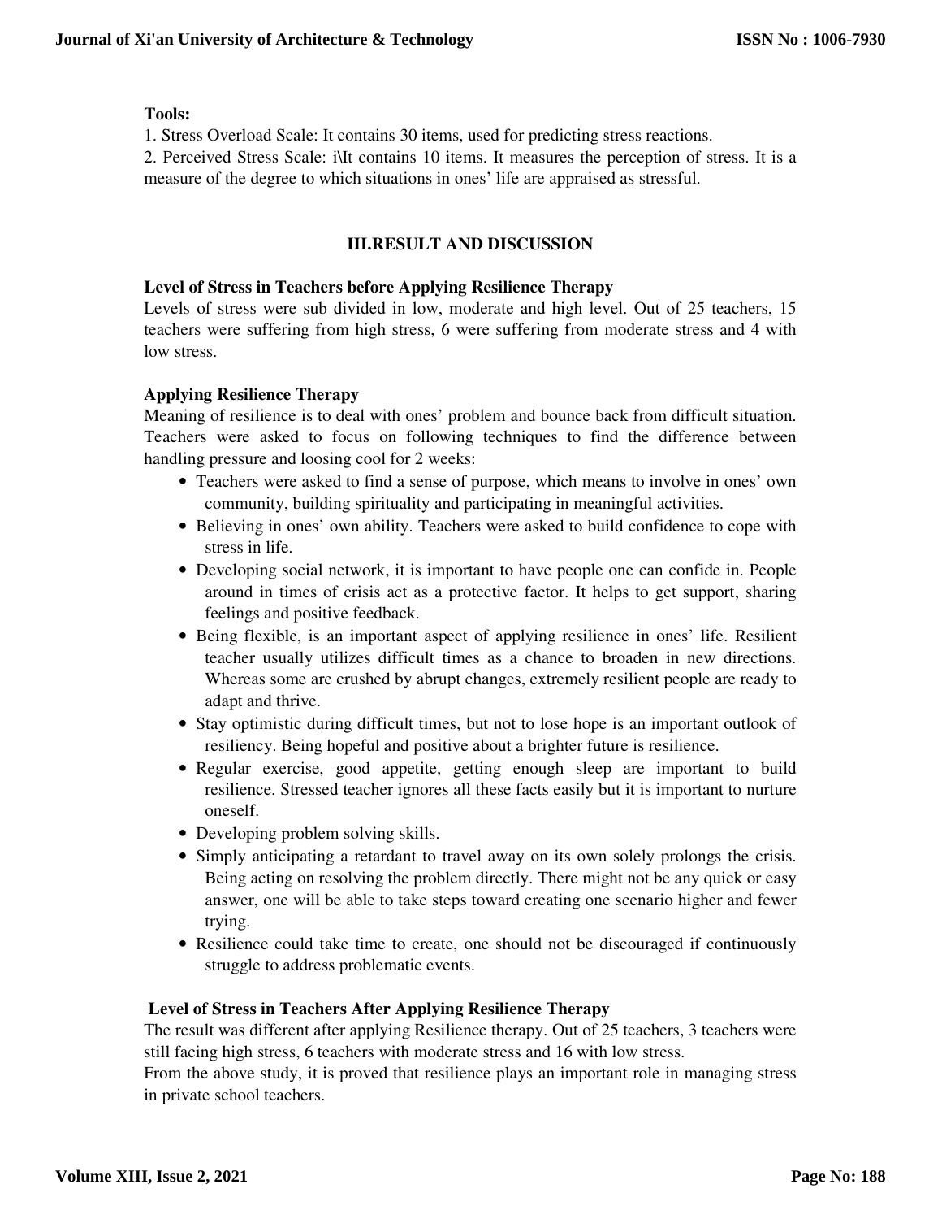**Tools:**

1. Stress Overload Scale: It contains 30 items, used for predicting stress reactions.
2. Perceived Stress Scale: i\It contains 10 items. It measures the perception of stress. It is a measure of the degree to which situations in ones' life are appraised as stressful.

## III.RESULT AND DISCUSSION

**Level of Stress in Teachers before Applying Resilience Therapy**

Levels of stress were sub divided in low, moderate and high level. Out of 25 teachers, 15 teachers were suffering from high stress, 6 were suffering from moderate stress and 4 with low stress.

**Applying Resilience Therapy**

Meaning of resilience is to deal with ones' problem and bounce back from difficult situation. Teachers were asked to focus on following techniques to find the difference between handling pressure and loosing cool for 2 weeks:

- Teachers were asked to find a sense of purpose, which means to involve in ones' own community, building spirituality and participating in meaningful activities.
- Believing in ones' own ability. Teachers were asked to build confidence to cope with stress in life.
- Developing social network, it is important to have people one can confide in. People around in times of crisis act as a protective factor. It helps to get support, sharing feelings and positive feedback.
- Being flexible, is an important aspect of applying resilience in ones' life. Resilient teacher usually utilizes difficult times as a chance to broaden in new directions. Whereas some are crushed by abrupt changes, extremely resilient people are ready to adapt and thrive.
- Stay optimistic during difficult times, but not to lose hope is an important outlook of resiliency. Being hopeful and positive about a brighter future is resilience.
- Regular exercise, good appetite, getting enough sleep are important to build resilience. Stressed teacher ignores all these facts easily but it is important to nurture oneself.
- Developing problem solving skills.
- Simply anticipating a retardant to travel away on its own solely prolongs the crisis. Being acting on resolving the problem directly. There might not be any quick or easy answer, one will be able to take steps toward creating one scenario higher and fewer trying.
- Resilience could take time to create, one should not be discouraged if continuously struggle to address problematic events.

**Level of Stress in Teachers After Applying Resilience Therapy**

The result was different after applying Resilience therapy. Out of 25 teachers, 3 teachers were still facing high stress, 6 teachers with moderate stress and 16 with low stress.

From the above study, it is proved that resilience plays an important role in managing stress in private school teachers.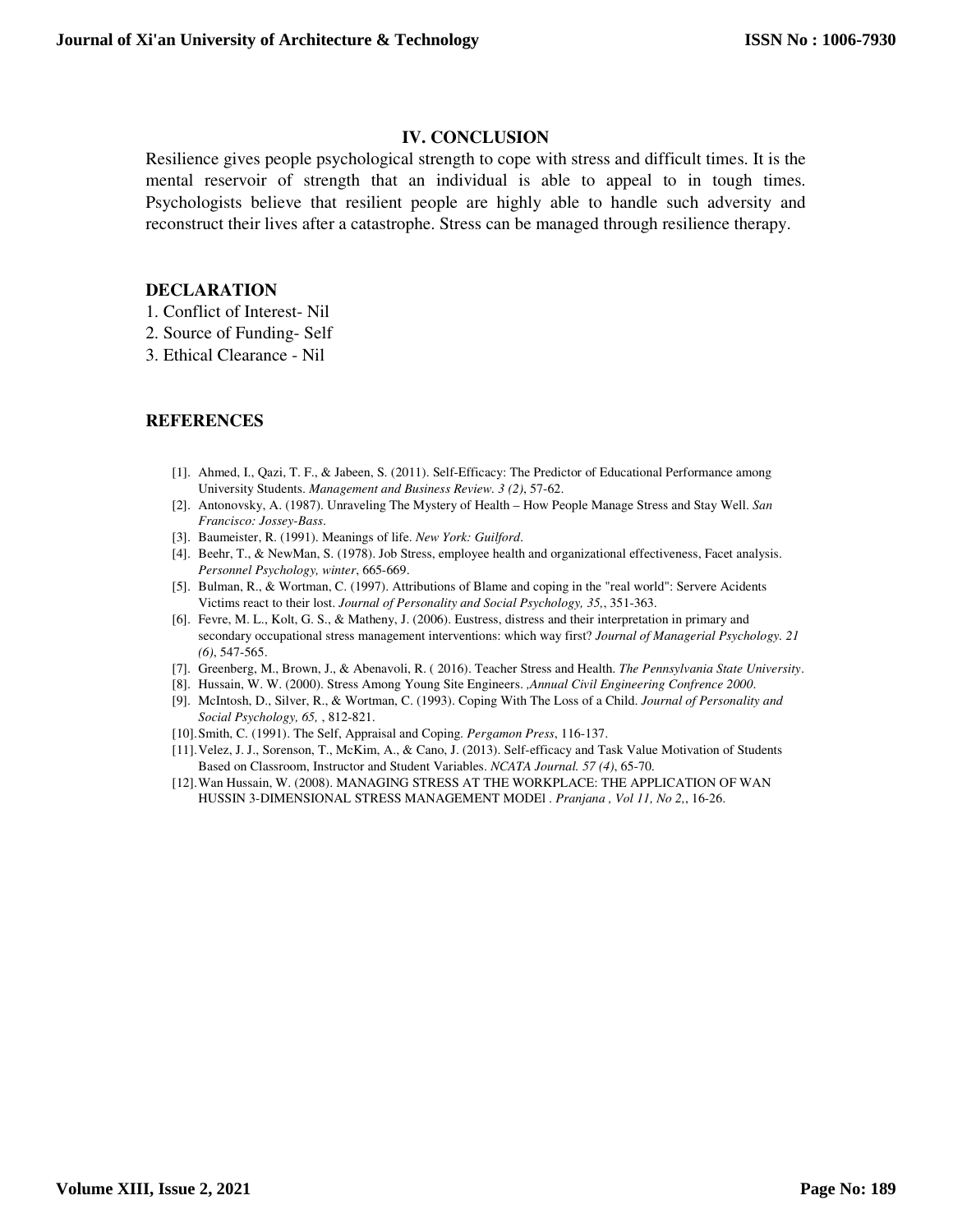## IV. CONCLUSION

Resilience gives people psychological strength to cope with stress and difficult times. It is the mental reservoir of strength that an individual is able to appeal to in tough times. Psychologists believe that resilient people are highly able to handle such adversity and reconstruct their lives after a catastrophe. Stress can be managed through resilience therapy.

## DECLARATION

1. Conflict of Interest- Nil
2. Source of Funding- Self
3. Ethical Clearance - Nil

## REFERENCES

[1]. Ahmed, I., Qazi, T. F., & Jabeen, S. (2011). Self-Efficacy: The Predictor of Educational Performance among University Students. *Management and Business Review. 3 (2)*, 57-62.

[2]. Antonovsky, A. (1987). Unraveling The Mystery of Health – How People Manage Stress and Stay Well. *San Francisco: Jossey-Bass*.

[3]. Baumeister, R. (1991). Meanings of life. *New York: Guilford*.

[4]. Beehr, T., & NewMan, S. (1978). Job Stress, employee health and organizational effectiveness, Facet analysis. *Personnel Psychology, winter*, 665-669.

[5]. Bulman, R., & Wortman, C. (1997). Attributions of Blame and coping in the "real world": Servere Acidents Victims react to their lost. *Journal of Personality and Social Psychology, 35,*, 351-363.

[6]. Fevre, M. L., Kolt, G. S., & Matheny, J. (2006). Eustress, distress and their interpretation in primary and secondary occupational stress management interventions: which way first? *Journal of Managerial Psychology. 21 (6)*, 547-565.

[7]. Greenberg, M., Brown, J., & Abenavoli, R. ( 2016). Teacher Stress and Health. *The Pennsylvania State University*.

[8]. Hussain, W. W. (2000). Stress Among Young Site Engineers. *,Annual Civil Engineering Confrence 2000*.

[9]. McIntosh, D., Silver, R., & Wortman, C. (1993). Coping With The Loss of a Child. *Journal of Personality and Social Psychology, 65,* , 812-821.

[10]. Smith, C. (1991). The Self, Appraisal and Coping. *Pergamon Press*, 116-137.

[11]. Velez, J. J., Sorenson, T., McKim, A., & Cano, J. (2013). Self-efficacy and Task Value Motivation of Students Based on Classroom, Instructor and Student Variables. *NCATA Journal. 57 (4)*, 65-70.

[12]. Wan Hussain, W. (2008). MANAGING STRESS AT THE WORKPLACE: THE APPLICATION OF WAN HUSSIN 3-DIMENSIONAL STRESS MANAGEMENT MODEl . *Pranjana , Vol 11, No 2,*, 16-26.